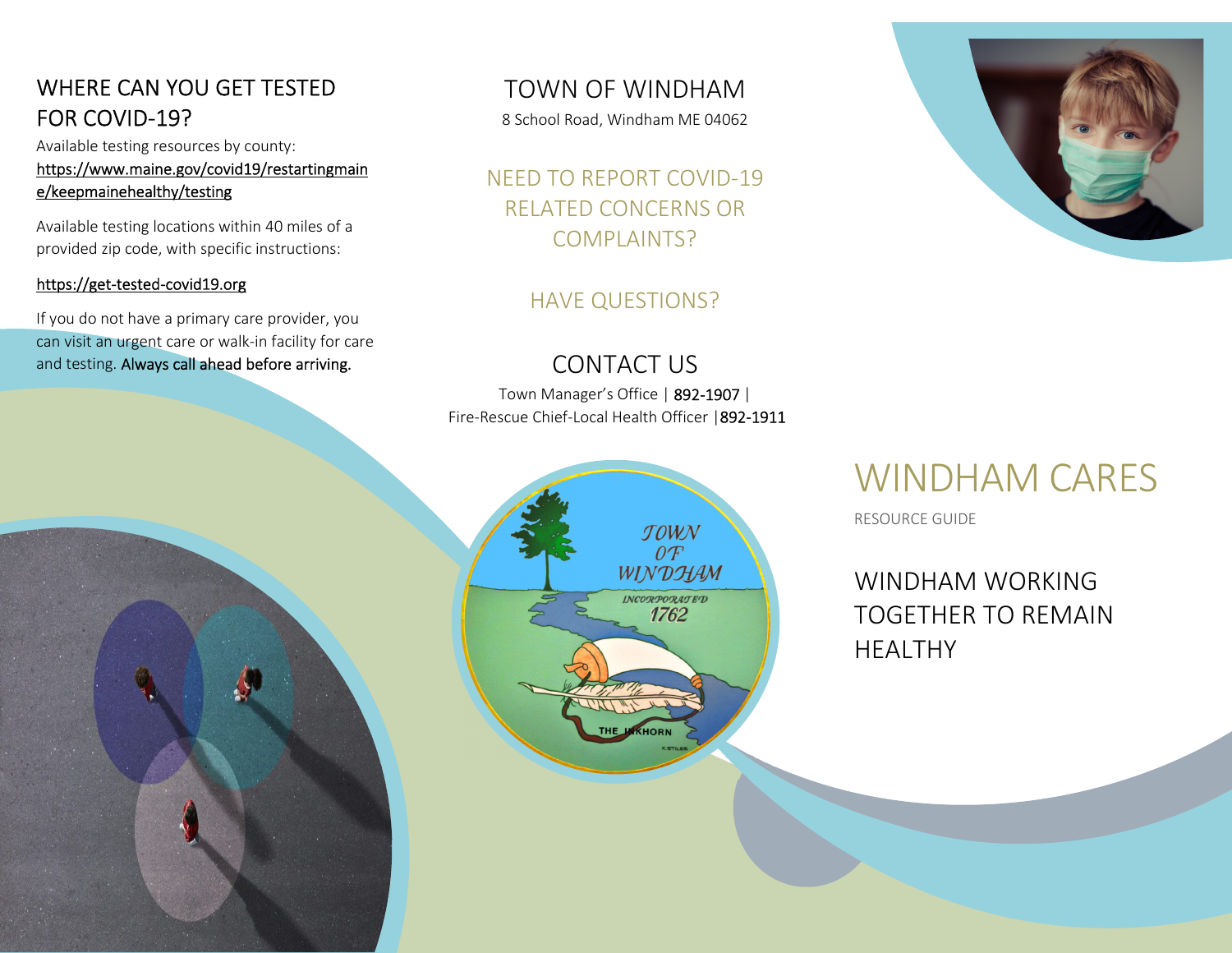## WHERE CAN YOU GET TESTED FOR COVID-19?

Available testing resources by county:
https://www.maine.gov/covid19/restartingmaine/keepmainehealthy/testing

Available testing locations within 40 miles of a provided zip code, with specific instructions:

https://get-tested-covid19.org

If you do not have a primary care provider, you can visit an urgent care or walk-in facility for care and testing. Always call ahead before arriving.

## TOWN OF WINDHAM

8 School Road, Windham ME 04062

## NEED TO REPORT COVID-19 RELATED CONCERNS OR COMPLAINTS?

## HAVE QUESTIONS?

## CONTACT US

Town Manager's Office | 892-1907 |
Fire-Rescue Chief-Local Health Officer |892-1911

# WINDHAM CARES

RESOURCE GUIDE

## WINDHAM WORKING TOGETHER TO REMAIN HEALTHY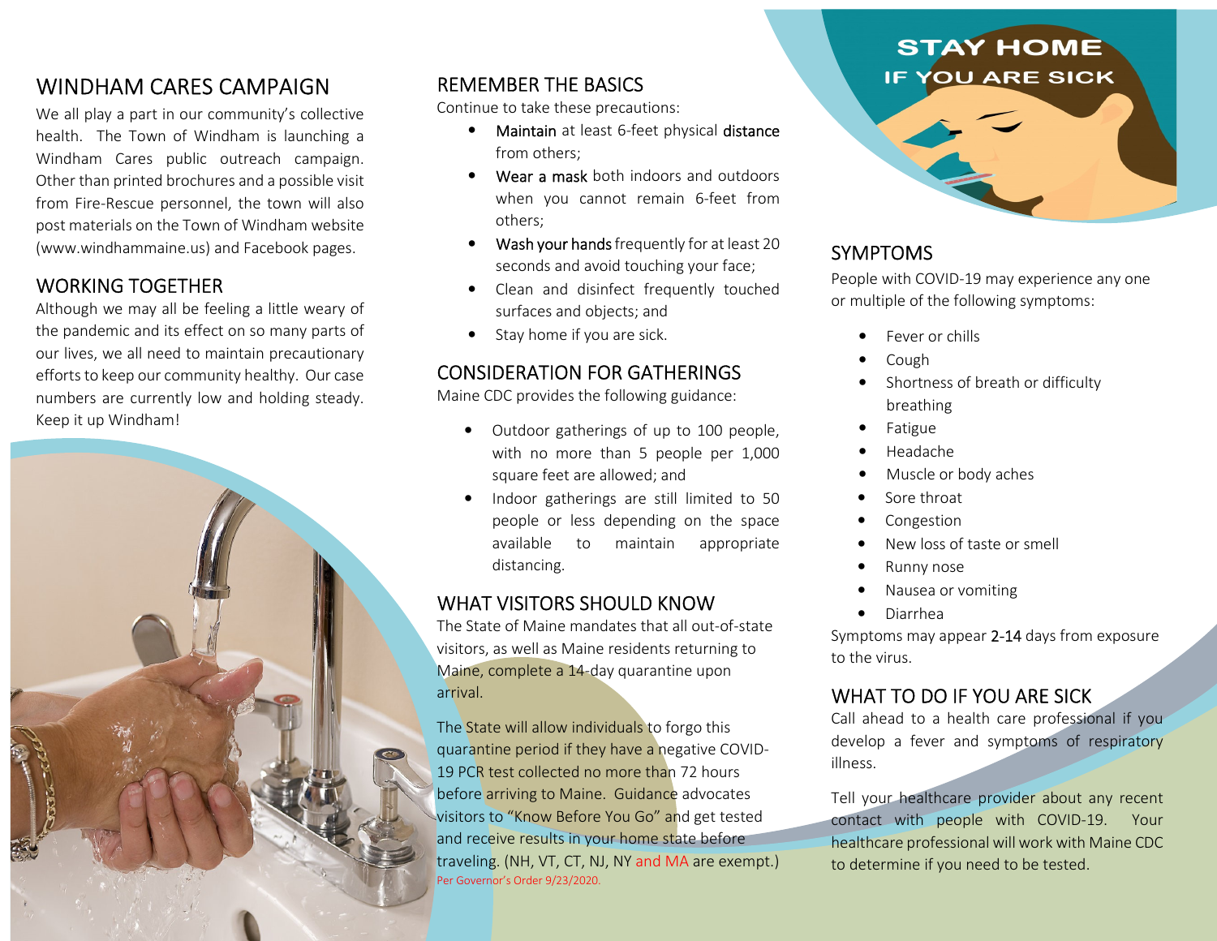## WINDHAM CARES CAMPAIGN

We all play a part in our community's collective health. The Town of Windham is launching a Windham Cares public outreach campaign. Other than printed brochures and a possible visit from Fire-Rescue personnel, the town will also post materials on the Town of Windham website (www.windhammaine.us) and Facebook pages.

## WORKING TOGETHER

Although we may all be feeling a little weary of the pandemic and its effect on so many parts of our lives, we all need to maintain precautionary efforts to keep our community healthy. Our case numbers are currently low and holding steady. Keep it up Windham!

## REMEMBER THE BASICS

Continue to take these precautions:

- Maintain at least 6-feet physical distance from others;
- Wear a mask both indoors and outdoors when you cannot remain 6-feet from others;
- Wash your hands frequently for at least 20 seconds and avoid touching your face;
- Clean and disinfect frequently touched surfaces and objects; and
- Stay home if you are sick.

## CONSIDERATION FOR GATHERINGS

Maine CDC provides the following guidance:

- Outdoor gatherings of up to 100 people, with no more than 5 people per 1,000 square feet are allowed; and
- Indoor gatherings are still limited to 50 people or less depending on the space available to maintain appropriate distancing.

## WHAT VISITORS SHOULD KNOW

The State of Maine mandates that all out-of-state visitors, as well as Maine residents returning to Maine, complete a 14-day quarantine upon arrival.

The State will allow individuals to forgo this quarantine period if they have a negative COVID-19 PCR test collected no more than 72 hours before arriving to Maine. Guidance advocates visitors to "Know Before You Go" and get tested and receive results in your home state before traveling. (NH, VT, CT, NJ, NY and MA are exempt.)

Per Governor's Order 9/23/2020.

## STAY HOME IF YOU ARE SICK

## SYMPTOMS

People with COVID-19 may experience any one or multiple of the following symptoms:

- Fever or chills
- Cough
- Shortness of breath or difficulty breathing
- Fatigue
- Headache
- Muscle or body aches
- Sore throat
- Congestion
- New loss of taste or smell
- Runny nose
- Nausea or vomiting
- Diarrhea

Symptoms may appear 2-14 days from exposure to the virus.

## WHAT TO DO IF YOU ARE SICK

Call ahead to a health care professional if you develop a fever and symptoms of respiratory illness.

Tell your healthcare provider about any recent contact with people with COVID-19. Your healthcare professional will work with Maine CDC to determine if you need to be tested.